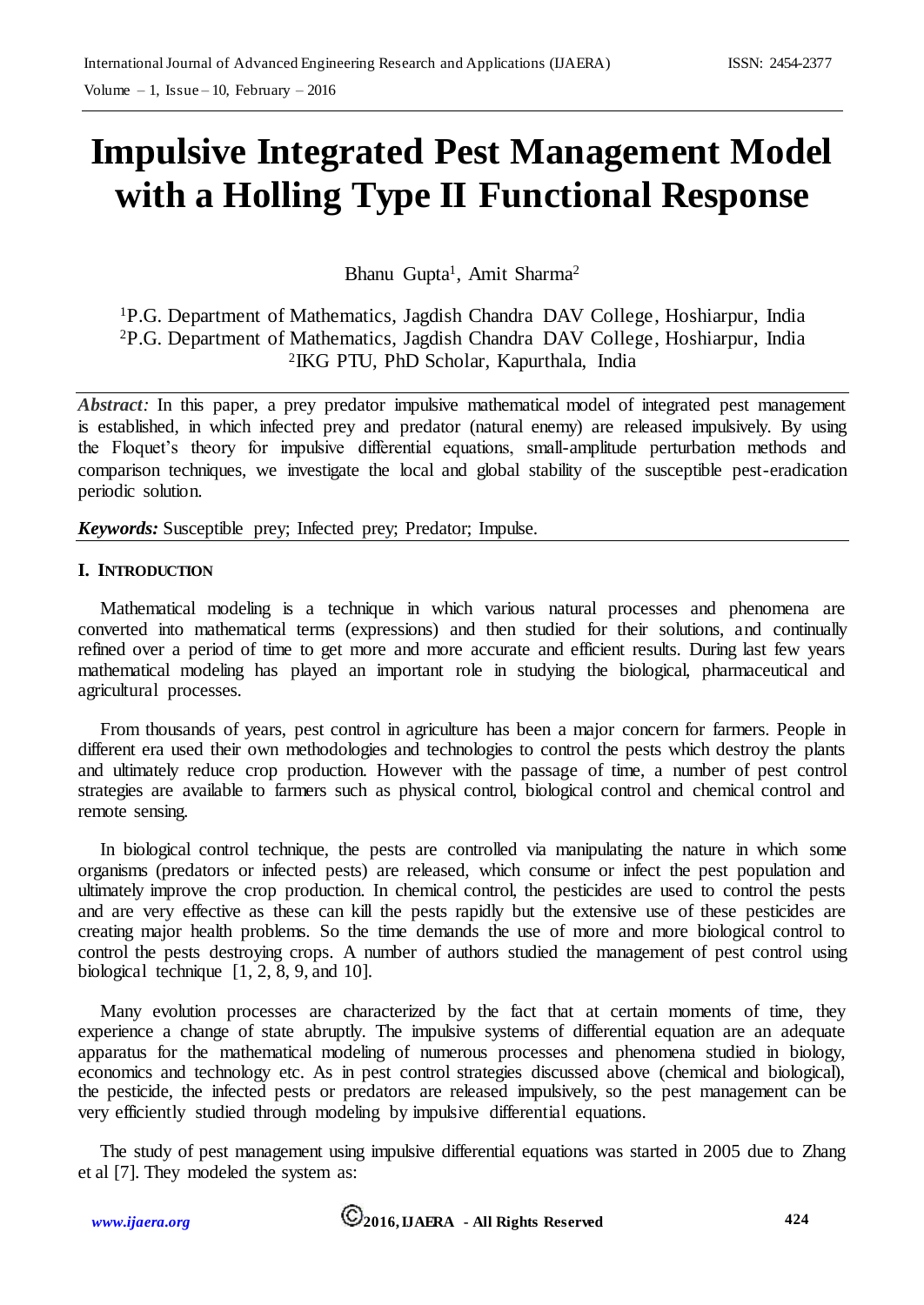# Impulsive Integrated Pest Management Model with a Holling Type II Functional Response

Bhanu Gupta[1], Amit Sharma[2]

[1]P.G. Department of Mathematics, Jagdish Chandra DAV College, Hoshiarpur, India
[2]P.G. Department of Mathematics, Jagdish Chandra DAV College, Hoshiarpur, India
[2]IKG PTU, PhD Scholar, Kapurthala, India

*Abstract:* In this paper, a prey predator impulsive mathematical model of integrated pest management is established, in which infected prey and predator (natural enemy) are released impulsively. By using the Floquet's theory for impulsive differential equations, small-amplitude perturbation methods and comparison techniques, we investigate the local and global stability of the susceptible pest-eradication periodic solution.

***Keywords:*** Susceptible prey; Infected prey; Predator; Impulse.

## I. INTRODUCTION

Mathematical modeling is a technique in which various natural processes and phenomena are converted into mathematical terms (expressions) and then studied for their solutions, and continually refined over a period of time to get more and more accurate and efficient results. During last few years mathematical modeling has played an important role in studying the biological, pharmaceutical and agricultural processes.

From thousands of years, pest control in agriculture has been a major concern for farmers. People in different era used their own methodologies and technologies to control the pests which destroy the plants and ultimately reduce crop production. However with the passage of time, a number of pest control strategies are available to farmers such as physical control, biological control and chemical control and remote sensing.

In biological control technique, the pests are controlled via manipulating the nature in which some organisms (predators or infected pests) are released, which consume or infect the pest population and ultimately improve the crop production. In chemical control, the pesticides are used to control the pests and are very effective as these can kill the pests rapidly but the extensive use of these pesticides are creating major health problems. So the time demands the use of more and more biological control to control the pests destroying crops. A number of authors studied the management of pest control using biological technique [1, 2, 8, 9, and 10].

Many evolution processes are characterized by the fact that at certain moments of time, they experience a change of state abruptly. The impulsive systems of differential equation are an adequate apparatus for the mathematical modeling of numerous processes and phenomena studied in biology, economics and technology etc. As in pest control strategies discussed above (chemical and biological), the pesticide, the infected pests or predators are released impulsively, so the pest management can be very efficiently studied through modeling by impulsive differential equations.

The study of pest management using impulsive differential equations was started in 2005 due to Zhang et al [7]. They modeled the system as: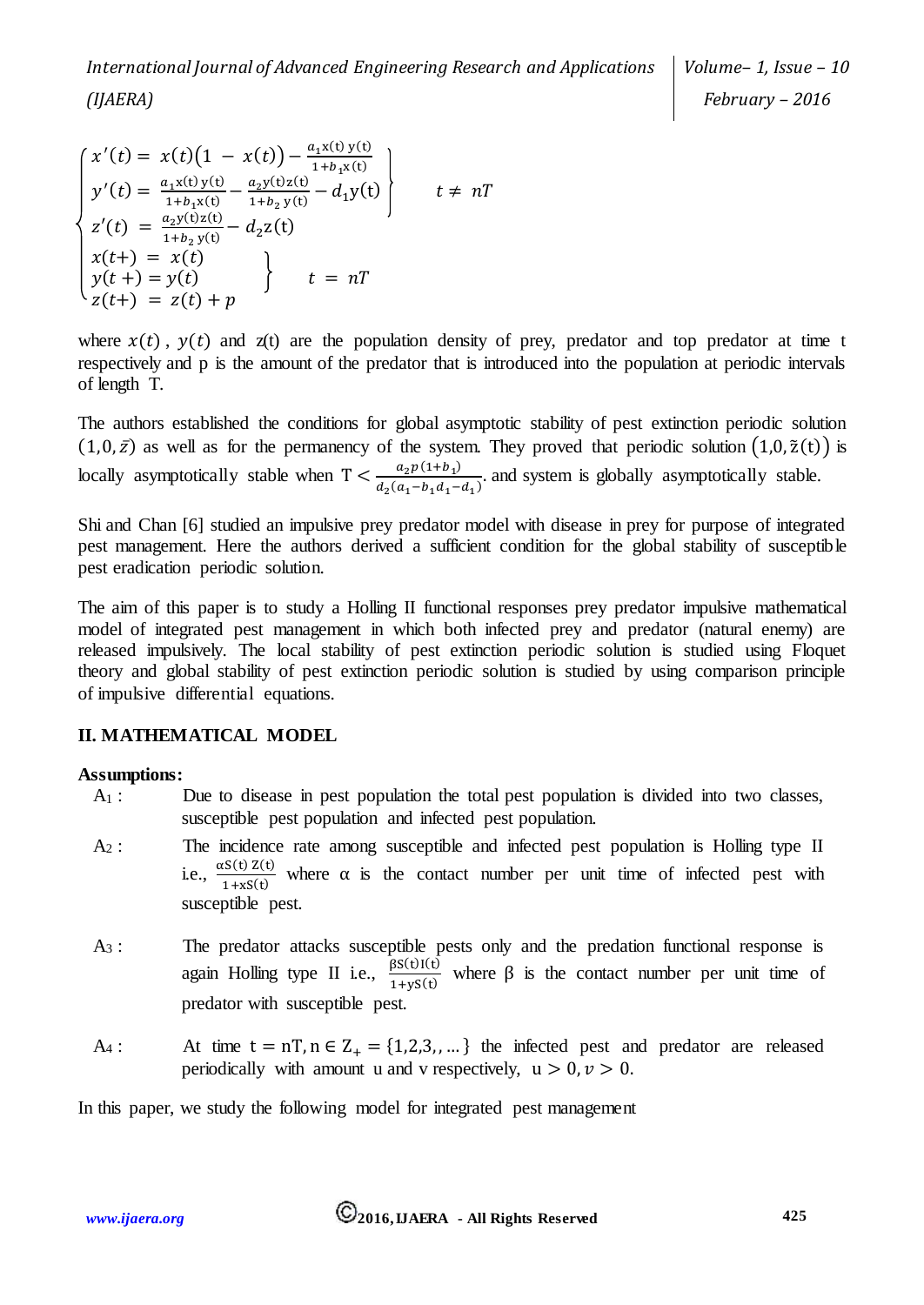$$
\begin{cases}
\left.\begin{aligned}
x'(t) &= x(t)\big(1 - x(t)\big) - \frac{a_1 x(t)\, y(t)}{1+b_1 x(t)} \\
y'(t) &= \frac{a_1 x(t)\, y(t)}{1+b_1 x(t)} - \frac{a_2 y(t) z(t)}{1+b_2\, y(t)} - d_1 y(t)
\end{aligned}\right\} \qquad t \neq nT \\
z'(t) = \frac{a_2 y(t) z(t)}{1+b_2\, y(t)} - d_2 z(t) \\
\left.\begin{aligned}
x(t+) &= x(t) \\
y(t+) &= y(t)
\end{aligned}\right\} \qquad t = nT \\
z(t+) = z(t) + p
\end{cases}
$$

where $x(t)$, $y(t)$ and z(t) are the population density of prey, predator and top predator at time t respectively and p is the amount of the predator that is introduced into the population at periodic intervals of length T.

The authors established the conditions for global asymptotic stability of pest extinction periodic solution $(1, 0, \bar{z})$ as well as for the permanency of the system. They proved that periodic solution $\left(1, 0, \tilde{z}(t)\right)$ is locally asymptotically stable when $T < \frac{a_2 p(1+b_1)}{d_2(a_1 - b_1 d_1 - d_1)}$. and system is globally asymptotically stable.

Shi and Chan [6] studied an impulsive prey predator model with disease in prey for purpose of integrated pest management. Here the authors derived a sufficient condition for the global stability of susceptible pest eradication periodic solution.

The aim of this paper is to study a Holling II functional responses prey predator impulsive mathematical model of integrated pest management in which both infected prey and predator (natural enemy) are released impulsively. The local stability of pest extinction periodic solution is studied using Floquet theory and global stability of pest extinction periodic solution is studied by using comparison principle of impulsive differential equations.

## II. MATHEMATICAL MODEL

**Assumptions:**

- $A_1$ : Due to disease in pest population the total pest population is divided into two classes, susceptible pest population and infected pest population.
- $A_2$ : The incidence rate among susceptible and infected pest population is Holling type II i.e., $\frac{\alpha S(t)\, Z(t)}{1+xS(t)}$ where α is the contact number per unit time of infected pest with susceptible pest.
- $A_3$ : The predator attacks susceptible pests only and the predation functional response is again Holling type II i.e., $\frac{\beta S(t) I(t)}{1+yS(t)}$ where β is the contact number per unit time of predator with susceptible pest.
- $A_4$ : At time $t = nT, n \in Z_+ = \{1,2,3,,\ldots\}$ the infected pest and predator are released periodically with amount u and v respectively, $u > 0, v > 0$.

In this paper, we study the following model for integrated pest management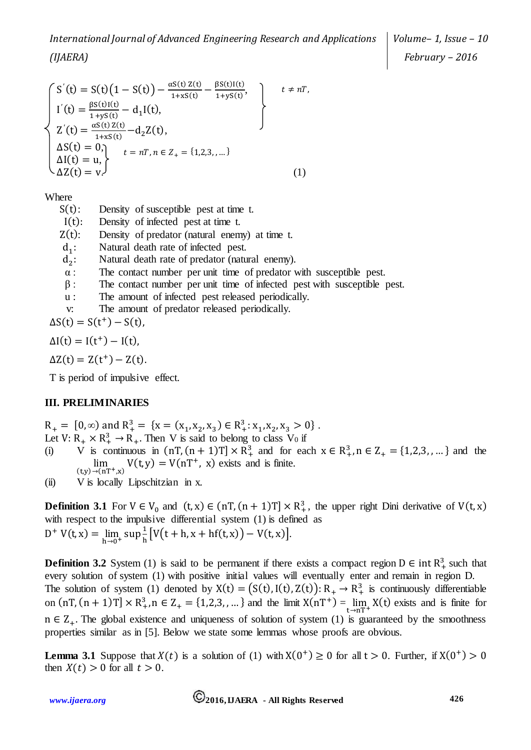$$
\begin{cases}
\left.\begin{aligned}
S'(t) &= S(t)\big(1 - S(t)\big) - \frac{\alpha S(t)\, Z(t)}{1+xS(t)} - \frac{\beta S(t) I(t)}{1+yS(t)}, \\
I'(t) &= \frac{\beta S(t) I(t)}{1+yS(t)} - d_1 I(t), \\
Z'(t) &= \frac{\alpha S(t)\, Z(t)}{1+xS(t)} - d_2 Z(t),
\end{aligned}\right\} \quad t \neq nT, \\
\left.\begin{aligned}
\Delta S(t) &= 0, \\
\Delta I(t) &= u, \\
\Delta Z(t) &= v.
\end{aligned}\right\} \quad t = nT, n \in Z_+ = \{1,2,3,,\ldots\}
\end{cases}
\tag{1}
$$

Where

- $S(t)$: Density of susceptible pest at time t.
- $I(t)$: Density of infected pest at time t.
- $Z(t)$: Density of predator (natural enemy) at time t.
- $d_1$: Natural death rate of infected pest.
- $d_2$: Natural death rate of predator (natural enemy).
- $\alpha$ : The contact number per unit time of predator with susceptible pest.
- $\beta$ : The contact number per unit time of infected pest with susceptible pest.
- u : The amount of infected pest released periodically.
- v: The amount of predator released periodically.

$\Delta S(t) = S(t^+) - S(t)$,

$\Delta I(t) = I(t^+) - I(t)$,

$\Delta Z(t) = Z(t^+) - Z(t)$.

T is period of impulsive effect.

## III. PRELIMINARIES

$R_+ = [0,\infty)$ and $R_+^3 = \{x = (x_1, x_2, x_3) \in R_+^3 : x_1, x_2, x_3 > 0\}$.

Let $V: R_+ \times R_+^3 \to R_+$. Then V is said to belong to class $V_0$ if

(i) V is continuous in $(nT,(n+1)T] \times R_+^3$ and for each $x \in R_+^3, n \in Z_+ = \{1,2,3,,\ldots\}$ and the $\lim_{(t,y)\to(nT^+,x)} V(t,y) = V(nT^+, x)$ exists and is finite.

(ii) V is locally Lipschitzian in x.

**Definition 3.1** For $V \in V_0$ and $(t,x) \in (nT,(n+1)T] \times R_+^3$, the upper right Dini derivative of $V(t,x)$ with respect to the impulsive differential system (1) is defined as

$D^+ V(t,x) = \lim_{h\to 0^+} \sup \frac{1}{h}\left[V\big(t+h, x+hf(t,x)\big) - V(t,x)\right]$.

**Definition 3.2** System (1) is said to be permanent if there exists a compact region $D \in \text{int}\, R_+^3$ such that every solution of system (1) with positive initial values will eventually enter and remain in region D.

The solution of system (1) denoted by $X(t) = \big(S(t), I(t), Z(t)\big): R_+ \to R_+^3$ is continuously differentiable on $(nT,(n+1)T] \times R_+^3, n \in Z_+ = \{1,2,3,,\ldots\}$ and the limit $X(nT^+) = \lim_{t\to nT^+} X(t)$ exists and is finite for $n \in Z_+$. The global existence and uniqueness of solution of system (1) is guaranteed by the smoothness properties similar as in [5]. Below we state some lemmas whose proofs are obvious.

**Lemma 3.1** Suppose that $X(t)$ is a solution of (1) with $X(0^+) \geq 0$ for all $t > 0$. Further, if $X(0^+) > 0$ then $X(t) > 0$ for all $t > 0$.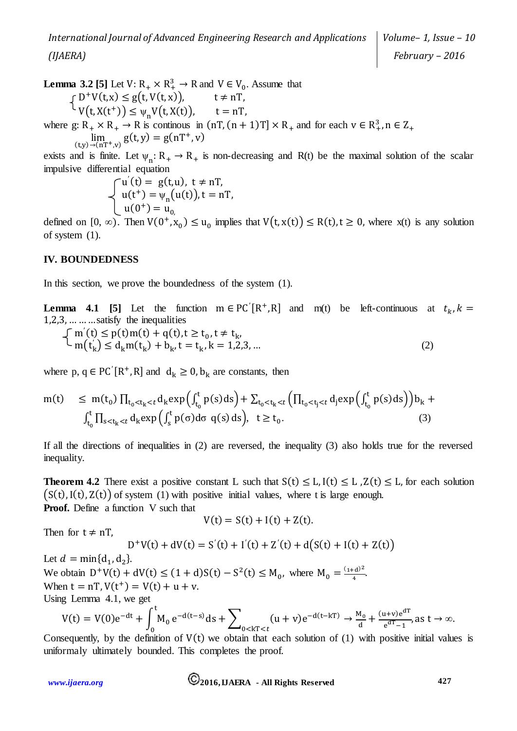**Lemma 3.2 [5]** Let $V: R_+ \times R_+^3 \to R$ and $V \in V_0$. Assume that

$$\begin{cases} D^+V(t,x) \le g\big(t, V(t,x)\big), & t \ne nT, \\ V\big(t, X(t^+)\big) \le \psi_n V\big(t, X(t)\big), & t = nT, \end{cases}$$

where $g: R_+ \times R_+ \to R$ is continous in $(nT,(n+1)T] \times R_+$ and for each $v \in R_+^3, n \in Z_+$

$$\lim_{(t,y)\to(nT^+,v)} g(t,y) = g(nT^+, v)$$

exists and is finite. Let $\psi_n: R_+ \to R_+$ is non-decreasing and R(t) be the maximal solution of the scalar impulsive differential equation

$$\begin{cases} u'(t) = g(t,u), \ t \ne nT, \\ u(t^+) = \psi_n\big(u(t)\big), t = nT, \\ u(0^+) = u_0, \end{cases}$$

defined on $[0, \infty)$. Then $V(0^+, x_0) \le u_0$ implies that $V\big(t, x(t)\big) \le R(t), t \ge 0$, where x(t) is any solution of system (1).

## IV. BOUNDEDNESS

In this section, we prove the boundedness of the system (1).

**Lemma 4.1 [5]** Let the function $m \in PC'[R^+, R]$ and m(t) be left-continuous at $t_k, k = 1,2,3, \dots$ satisfy the inequalities

$$\begin{cases} m'(t) \le p(t)m(t) + q(t), t \ge t_0, t \ne t_k, \\ m(t_k') \le d_k m(t_k) + b_k, t = t_k, k = 1,2,3, \dots \end{cases} \tag{2}$$

where $p, q \in PC'[R^+, R]$ and $d_k \ge 0, b_k$ are constants, then

$$m(t) \le m(t_0) \prod_{t_0<t_k<t} d_k \exp\left(\int_{t_0}^t p(s)\,ds\right) + \sum_{t_0<t_k<t} \left(\prod_{t_0<t_j<t} d_j \exp\left(\int_{t_0}^t p(s)\,ds\right)\right) b_k + \int_{t_0}^t \prod_{s<t_k<t} d_k \exp\left(\int_s^t p(\sigma)d\sigma \ q(s)\,ds\right), \ \ t \ge t_0. \tag{3}$$

If all the directions of inequalities in (2) are reversed, the inequality (3) also holds true for the reversed inequality.

**Theorem 4.2** There exist a positive constant L such that $S(t) \le L, I(t) \le L, Z(t) \le L$, for each solution $\big(S(t), I(t), Z(t)\big)$ of system (1) with positive initial values, where t is large enough.

**Proof.** Define a function V such that

$$V(t) = S(t) + I(t) + Z(t).$$

Then for $t \ne nT$,

$$D^+V(t) + dV(t) = S'(t) + I'(t) + Z'(t) + d\big(S(t) + I(t) + Z(t)\big)$$

Let $d = \min\{d_1, d_2\}$.

We obtain $D^+V(t) + dV(t) \le (1+d)S(t) - S^2(t) \le M_0$, where $M_0 = \frac{(1+d)^2}{4}$.

When $t = nT, V(t^+) = V(t) + u + v$.

Using Lemma 4.1, we get

$$V(t) = V(0)e^{-dt} + \int_0^t M_0\, e^{-d(t-s)} ds + \sum_{0<kT<t} (u+v)e^{-d(t-kT)} \to \frac{M_0}{d} + \frac{(u+v)e^{dT}}{e^{dT}-1}, \text{as } t \to \infty.$$

Consequently, by the definition of V(t) we obtain that each solution of (1) with positive initial values is uniformaly ultimately bounded. This completes the proof.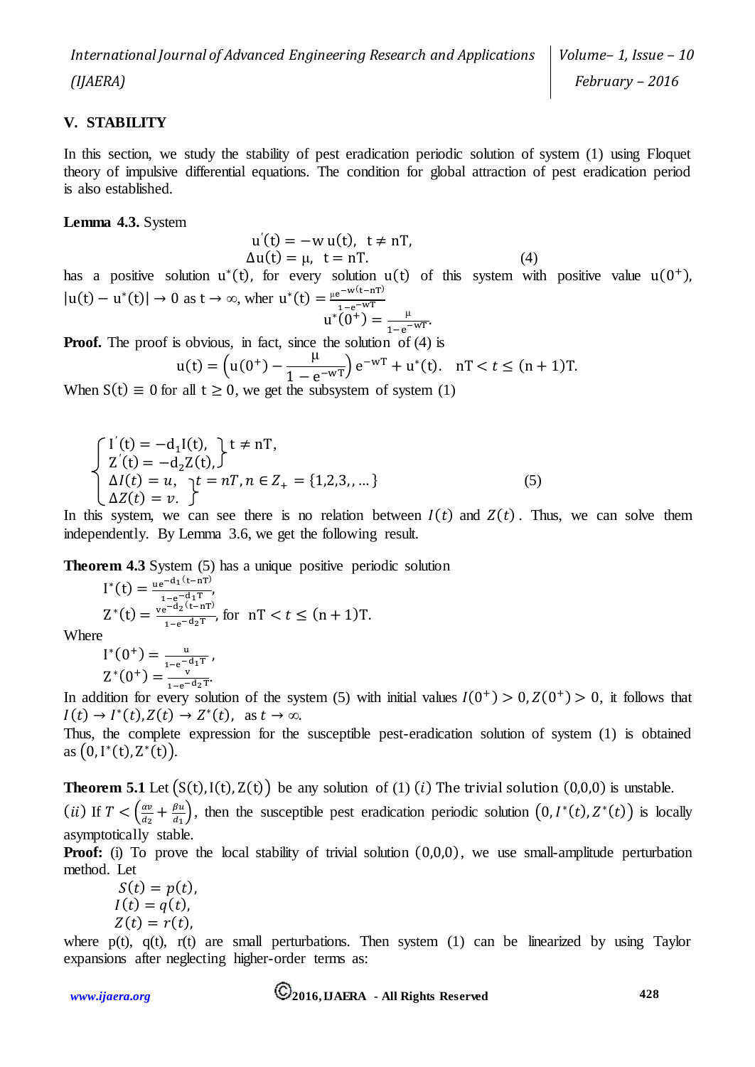## V. STABILITY

In this section, we study the stability of pest eradication periodic solution of system (1) using Floquet theory of impulsive differential equations. The condition for global attraction of pest eradication period is also established.

**Lemma 4.3.** System

$$
\begin{aligned}
u'(t) &= -w\, u(t), \quad t \neq nT, \\
\Delta u(t) &= \mu, \quad t = nT.
\end{aligned} \tag{4}
$$

has a positive solution $u^*(t)$, for every solution $u(t)$ of this system with positive value $u(0^+)$, $|u(t) - u^*(t)| \to 0$ as $t \to \infty$, wher $u^*(t) = \frac{\mu e^{-w(t-nT)}}{1-e^{-wT}}$

$$u^*(0^+) = \frac{\mu}{1-e^{-wT}}.$$

**Proof.** The proof is obvious, in fact, since the solution of (4) is

$$u(t) = \left(u(0^+) - \frac{\mu}{1-e^{-wT}}\right) e^{-wT} + u^*(t). \quad nT < t \leq (n+1)T.$$

When $S(t) \equiv 0$ for all $t \geq 0$, we get the subsystem of system (1)

$$
\begin{cases}
\left.\begin{aligned} I'(t) &= -d_1 I(t), \\ Z'(t) &= -d_2 Z(t), \end{aligned}\right\} t \neq nT, \\
\left.\begin{aligned} \Delta I(t) &= u, \\ \Delta Z(t) &= v. \end{aligned}\right\} t = nT, n \in Z_+ = \{1,2,3,,\dots\}
\end{cases} \tag{5}
$$

In this system, we can see there is no relation between $I(t)$ and $Z(t)$. Thus, we can solve them independently. By Lemma 3.6, we get the following result.

**Theorem 4.3** System (5) has a unique positive periodic solution

$$I^*(t) = \frac{u e^{-d_1(t-nT)}}{1-e^{-d_1 T}},$$

$$Z^*(t) = \frac{v e^{-d_2(t-nT)}}{1-e^{-d_2 T}}, \text{ for } nT < t \leq (n+1)T.$$

Where

$$I^*(0^+) = \frac{u}{1-e^{-d_1 T}},$$

$$Z^*(0^+) = \frac{v}{1-e^{-d_2 T}}.$$

In addition for every solution of the system (5) with initial values $I(0^+) > 0, Z(0^+) > 0$, it follows that $I(t) \to I^*(t), Z(t) \to Z^*(t)$, as $t \to \infty$.

Thus, the complete expression for the susceptible pest-eradication solution of system (1) is obtained as $(0, I^*(t), Z^*(t))$.

**Theorem 5.1** Let $(S(t), I(t), Z(t))$ be any solution of (1) $(i)$ The trivial solution $(0,0,0)$ is unstable.

$(ii)$ If $T < \left(\frac{\alpha v}{d_2} + \frac{\beta u}{d_1}\right)$, then the susceptible pest eradication periodic solution $(0, I^*(t), Z^*(t))$ is locally asymptotically stable.

**Proof:** (i) To prove the local stability of trivial solution $(0,0,0)$, we use small-amplitude perturbation method. Let

$$S(t) = p(t),$$

$$I(t) = q(t),$$

$$Z(t) = r(t),$$

where $p(t)$, $q(t)$, $r(t)$ are small perturbations. Then system (1) can be linearized by using Taylor expansions after neglecting higher-order terms as: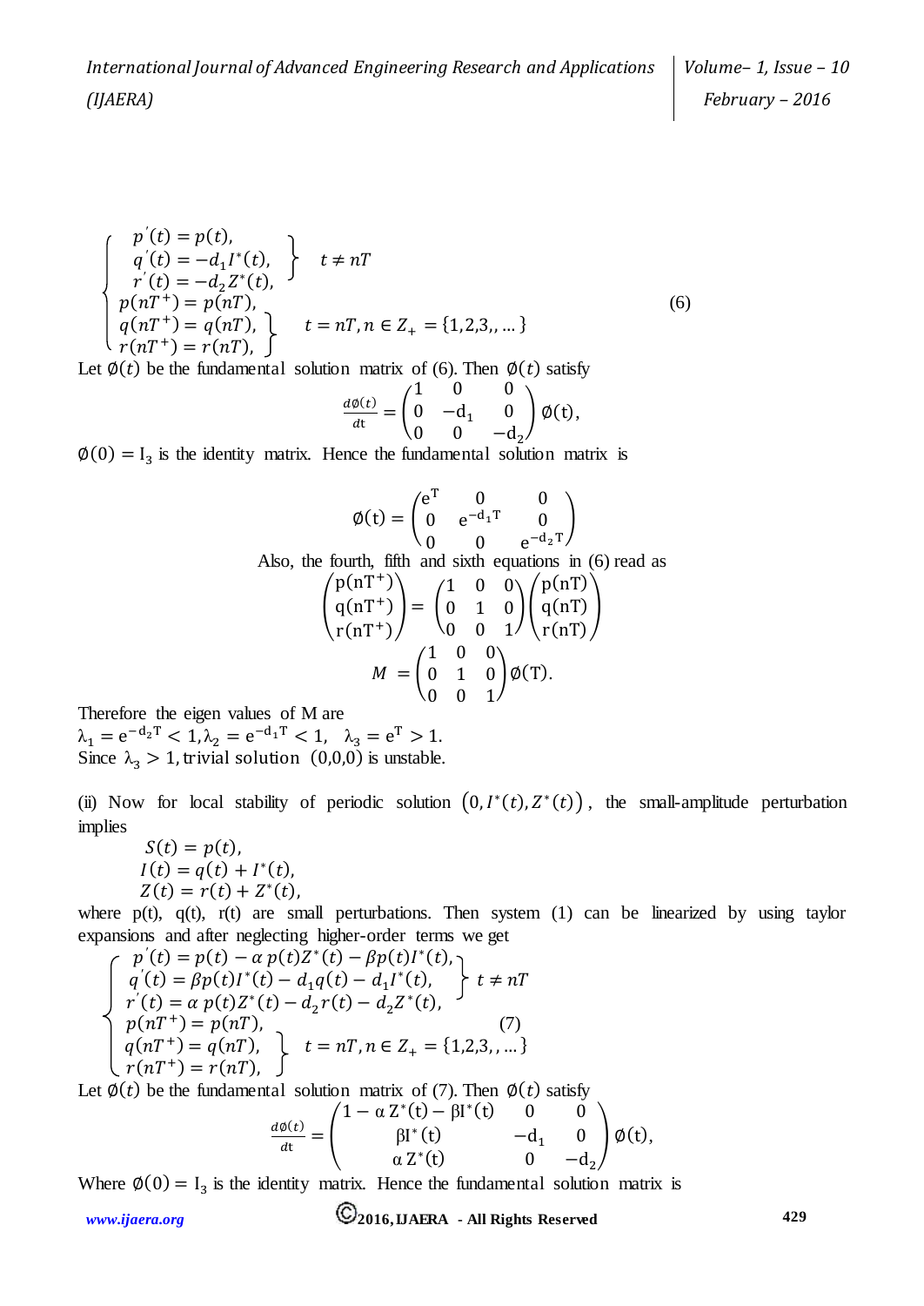$$\begin{cases} \left.\begin{array}{l} p'(t) = p(t), \\ q'(t) = -d_1 I^*(t), \\ r'(t) = -d_2 Z^*(t), \end{array}\right\} \quad t \neq nT \\ p(nT^+) = p(nT), \\ \left.\begin{array}{l} q(nT^+) = q(nT), \\ r(nT^+) = r(nT), \end{array}\right\} \quad t = nT, n \in Z_+ = \{1,2,3,,\dots\} \end{cases} \tag{6}$$

Let $\emptyset(t)$ be the fundamental solution matrix of (6). Then $\emptyset(t)$ satisfy

$$\frac{d\emptyset(t)}{dt} = \begin{pmatrix} 1 & 0 & 0 \\ 0 & -d_1 & 0 \\ 0 & 0 & -d_2 \end{pmatrix} \emptyset(t),$$

$\emptyset(0) = I_3$ is the identity matrix. Hence the fundamental solution matrix is

$$\emptyset(t) = \begin{pmatrix} e^T & 0 & 0 \\ 0 & e^{-d_1 T} & 0 \\ 0 & 0 & e^{-d_2 T} \end{pmatrix}$$

Also, the fourth, fifth and sixth equations in (6) read as

$$\begin{pmatrix} p(nT^+) \\ q(nT^+) \\ r(nT^+) \end{pmatrix} = \begin{pmatrix} 1 & 0 & 0 \\ 0 & 1 & 0 \\ 0 & 0 & 1 \end{pmatrix} \begin{pmatrix} p(nT) \\ q(nT) \\ r(nT) \end{pmatrix}$$

$$M = \begin{pmatrix} 1 & 0 & 0 \\ 0 & 1 & 0 \\ 0 & 0 & 1 \end{pmatrix} \emptyset(T).$$

Therefore the eigen values of M are

$\lambda_1 = e^{-d_2 T} < 1, \lambda_2 = e^{-d_1 T} < 1, \quad \lambda_3 = e^T > 1.$

Since $\lambda_3 > 1$, trivial solution $(0,0,0)$ is unstable.

(ii) Now for local stability of periodic solution $(0, I^*(t), Z^*(t))$, the small-amplitude perturbation implies

$$S(t) = p(t),$$
$$I(t) = q(t) + I^*(t),$$
$$Z(t) = r(t) + Z^*(t),$$

where p(t), q(t), r(t) are small perturbations. Then system (1) can be linearized by using taylor expansions and after neglecting higher-order terms we get

$$\begin{cases} \left.\begin{array}{l} p'(t) = p(t) - \alpha\, p(t) Z^*(t) - \beta p(t) I^*(t), \\ q'(t) = \beta p(t) I^*(t) - d_1 q(t) - d_1 I^*(t), \\ r'(t) = \alpha\, p(t) Z^*(t) - d_2 r(t) - d_2 Z^*(t), \end{array}\right\} t \neq nT \\ p(nT^+) = p(nT), \\ \left.\begin{array}{l} q(nT^+) = q(nT), \\ r(nT^+) = r(nT), \end{array}\right\} \quad t = nT, n \in Z_+ = \{1,2,3,,,\dots\} \end{cases} \tag{7}$$

Let $\emptyset(t)$ be the fundamental solution matrix of (7). Then $\emptyset(t)$ satisfy

$$\frac{d\emptyset(t)}{dt} = \begin{pmatrix} 1 - \alpha Z^*(t) - \beta I^*(t) & 0 & 0 \\ \beta I^*(t) & -d_1 & 0 \\ \alpha Z^*(t) & 0 & -d_2 \end{pmatrix} \emptyset(t),$$

Where $\emptyset(0) = I_3$ is the identity matrix. Hence the fundamental solution matrix is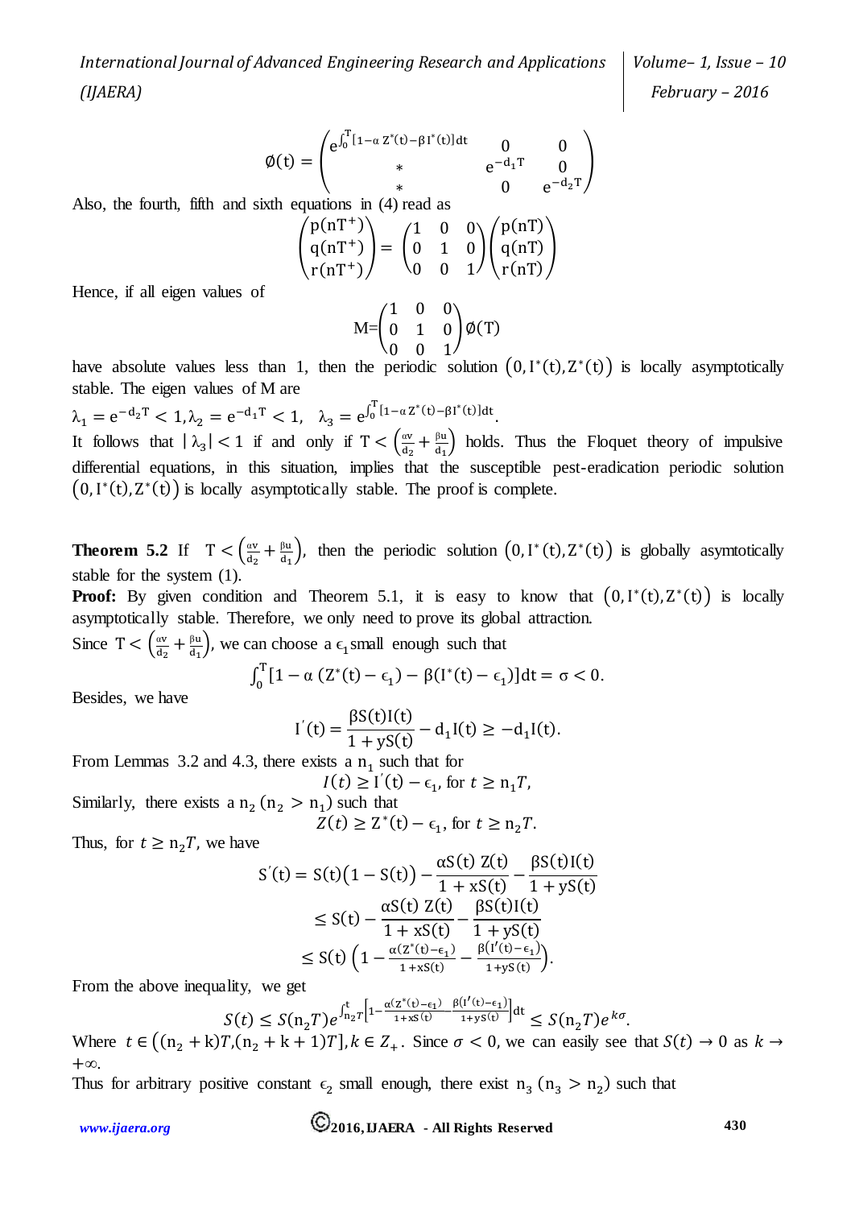$$\emptyset(t) = \begin{pmatrix} e^{\int_0^T [1-\alpha\, Z^*(t) - \beta\, I^*(t)]dt} & 0 & 0 \\ * & e^{-d_1 T} & 0 \\ * & 0 & e^{-d_2 T} \end{pmatrix}$$

Also, the fourth, fifth and sixth equations in (4) read as

$$\begin{pmatrix} p(nT^+) \\ q(nT^+) \\ r(nT^+) \end{pmatrix} = \begin{pmatrix} 1 & 0 & 0 \\ 0 & 1 & 0 \\ 0 & 0 & 1 \end{pmatrix} \begin{pmatrix} p(nT) \\ q(nT) \\ r(nT) \end{pmatrix}$$

Hence, if all eigen values of

$$M = \begin{pmatrix} 1 & 0 & 0 \\ 0 & 1 & 0 \\ 0 & 0 & 1 \end{pmatrix} \emptyset(T)$$

have absolute values less than 1, then the periodic solution $(0, I^*(t), Z^*(t))$ is locally asymptotically stable. The eigen values of M are

$\lambda_1 = e^{-d_2 T} < 1, \lambda_2 = e^{-d_1 T} < 1, \quad \lambda_3 = e^{\int_0^T [1-\alpha\, Z^*(t) - \beta\, I^*(t)]dt}$.

It follows that $|\lambda_3| < 1$ if and only if $T < \left(\frac{\alpha v}{d_2} + \frac{\beta u}{d_1}\right)$ holds. Thus the Floquet theory of impulsive differential equations, in this situation, implies that the susceptible pest-eradication periodic solution $(0, I^*(t), Z^*(t))$ is locally asymptotically stable. The proof is complete.

**Theorem 5.2** If $T < \left(\frac{\alpha v}{d_2} + \frac{\beta u}{d_1}\right)$, then the periodic solution $(0, I^*(t), Z^*(t))$ is globally asymtotically stable for the system (1).

**Proof:** By given condition and Theorem 5.1, it is easy to know that $(0, I^*(t), Z^*(t))$ is locally asymptotically stable. Therefore, we only need to prove its global attraction.

Since $T < \left(\frac{\alpha v}{d_2} + \frac{\beta u}{d_1}\right)$, we can choose a $\epsilon_1$ small enough such that

$$\int_0^T [1 - \alpha\,(Z^*(t) - \epsilon_1) - \beta(I^*(t) - \epsilon_1)]dt = \sigma < 0.$$

Besides, we have

$$I^{'}(t) = \frac{\beta S(t) I(t)}{1 + yS(t)} - d_1 I(t) \geq -d_1 I(t).$$

From Lemmas 3.2 and 4.3, there exists a $n_1$ such that for

$$I(t) \geq I^{'}(t) - \epsilon_1, \text{ for } t \geq n_1 T,$$

Similarly, there exists a $n_2$ $(n_2 > n_1)$ such that

$$Z(t) \geq Z^*(t) - \epsilon_1, \text{ for } t \geq n_2 T.$$

Thus, for $t \geq n_2 T$, we have

$$\begin{aligned} S^{'}(t) &= S(t)\big(1 - S(t)\big) - \frac{\alpha S(t)\, Z(t)}{1 + xS(t)} - \frac{\beta S(t) I(t)}{1 + yS(t)} \\ &\leq S(t) - \frac{\alpha S(t)\, Z(t)}{1 + xS(t)} - \frac{\beta S(t) I(t)}{1 + yS(t)} \\ &\leq S(t)\left(1 - \frac{\alpha(Z^*(t) - \epsilon_1)}{1 + xS(t)} - \frac{\beta\big(I^{'}(t) - \epsilon_1\big)}{1 + yS(t)}\right). \end{aligned}$$

From the above inequality, we get

$$S(t) \leq S(n_2 T) e^{\int_{n_2 T}^{t} \left[1 - \frac{\alpha(Z^*(t) - \epsilon_1)}{1 + xS(t)} - \frac{\beta(I^{'}(t) - \epsilon_1)}{1 + yS(t)}\right]dt} \leq S(n_2 T) e^{k\sigma}.$$

Where $t \in \big((n_2 + k)T, (n_2 + k + 1)T\big], k \in Z_+$. Since $\sigma < 0$, we can easily see that $S(t) \to 0$ as $k \to +\infty$.

Thus for arbitrary positive constant $\epsilon_2$ small enough, there exist $n_3$ $(n_3 > n_2)$ such that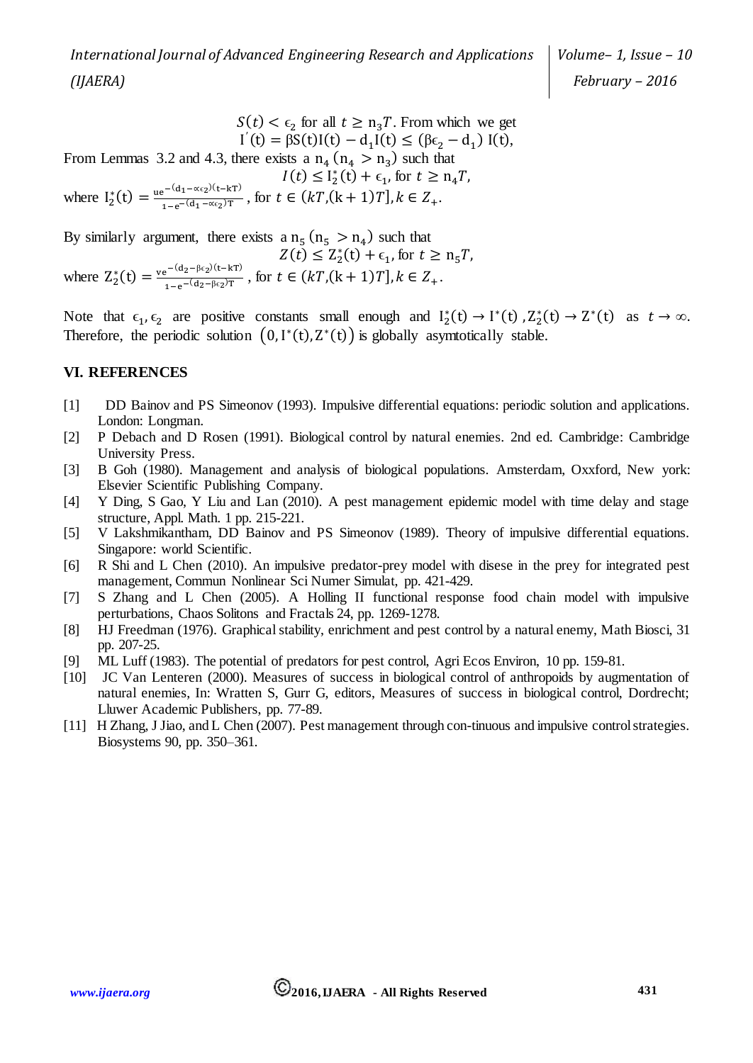$S(t) < \epsilon_2$ for all $t \geq n_3 T$. From which we get

$$I'(t) = \beta S(t) I(t) - d_1 I(t) \leq (\beta\epsilon_2 - d_1)\, I(t),$$

From Lemmas 3.2 and 4.3, there exists a $n_4$ $(n_4 > n_3)$ such that

$$I(t) \leq I_2^*(t) + \epsilon_1, \text{ for } t \geq n_4 T,$$

where $I_2^*(t) = \frac{u e^{-(d_1 - \alpha\epsilon_2)(t-kT)}}{1 - e^{-(d_1 - \alpha\epsilon_2)T}}$, for $t \in (kT, (k+1)T], k \in Z_+$.

By similarly argument, there exists a $n_5$ $(n_5 > n_4)$ such that

$$Z(t) \leq Z_2^*(t) + \epsilon_1, \text{ for } t \geq n_5 T,$$

where $Z_2^*(t) = \frac{v e^{-(d_2 - \beta\epsilon_2)(t-kT)}}{1 - e^{-(d_2 - \beta\epsilon_2)T}}$, for $t \in (kT, (k+1)T], k \in Z_+$.

Note that $\epsilon_1, \epsilon_2$ are positive constants small enough and $I_2^*(t) \to I^*(t)$, $Z_2^*(t) \to Z^*(t)$ as $t \to \infty$. Therefore, the periodic solution $(0, I^*(t), Z^*(t))$ is globally asymtotically stable.

## VI. REFERENCES

[1] DD Bainov and PS Simeonov (1993). Impulsive differential equations: periodic solution and applications. London: Longman.

[2] P Debach and D Rosen (1991). Biological control by natural enemies. 2nd ed. Cambridge: Cambridge University Press.

[3] B Goh (1980). Management and analysis of biological populations. Amsterdam, Oxxford, New york: Elsevier Scientific Publishing Company.

[4] Y Ding, S Gao, Y Liu and Lan (2010). A pest management epidemic model with time delay and stage structure, Appl. Math. 1 pp. 215-221.

[5] V Lakshmikantham, DD Bainov and PS Simeonov (1989). Theory of impulsive differential equations. Singapore: world Scientific.

[6] R Shi and L Chen (2010). An impulsive predator-prey model with disese in the prey for integrated pest management, Commun Nonlinear Sci Numer Simulat, pp. 421-429.

[7] S Zhang and L Chen (2005). A Holling II functional response food chain model with impulsive perturbations, Chaos Solitons and Fractals 24, pp. 1269-1278.

[8] HJ Freedman (1976). Graphical stability, enrichment and pest control by a natural enemy, Math Biosci, 31 pp. 207-25.

[9] ML Luff (1983). The potential of predators for pest control, Agri Ecos Environ, 10 pp. 159-81.

[10] JC Van Lenteren (2000). Measures of success in biological control of anthropoids by augmentation of natural enemies, In: Wratten S, Gurr G, editors, Measures of success in biological control, Dordrecht; Lluwer Academic Publishers, pp. 77-89.

[11] H Zhang, J Jiao, and L Chen (2007). Pest management through con-tinuous and impulsive control strategies. Biosystems 90, pp. 350–361.